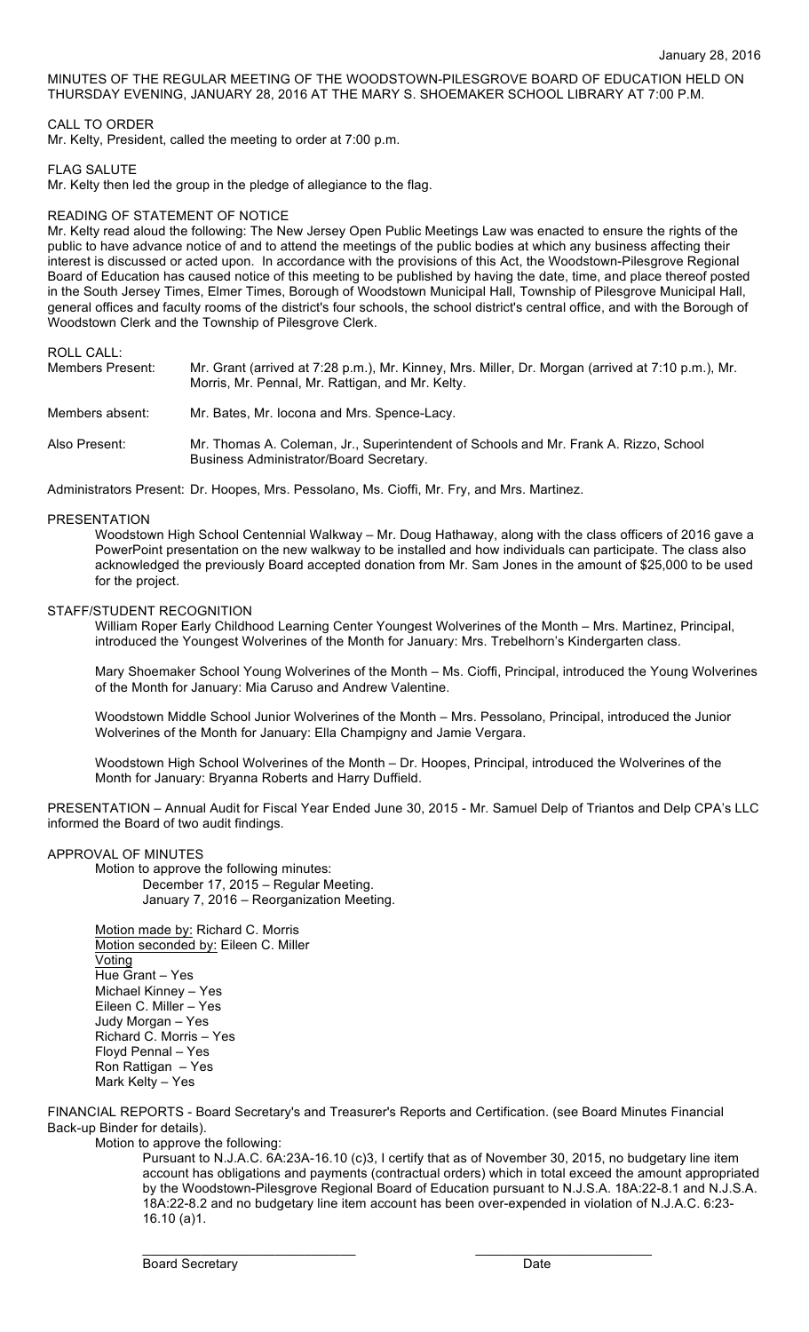January 28, 2016

MINUTES OF THE REGULAR MEETING OF THE WOODSTOWN-PILESGROVE BOARD OF EDUCATION HELD ON THURSDAY EVENING, JANUARY 28, 2016 AT THE MARY S. SHOEMAKER SCHOOL LIBRARY AT 7:00 P.M.

CALL TO ORDER
Mr. Kelty, President, called the meeting to order at 7:00 p.m.

FLAG SALUTE
Mr. Kelty then led the group in the pledge of allegiance to the flag.

READING OF STATEMENT OF NOTICE
Mr. Kelty read aloud the following: The New Jersey Open Public Meetings Law was enacted to ensure the rights of the public to have advance notice of and to attend the meetings of the public bodies at which any business affecting their interest is discussed or acted upon. In accordance with the provisions of this Act, the Woodstown-Pilesgrove Regional Board of Education has caused notice of this meeting to be published by having the date, time, and place thereof posted in the South Jersey Times, Elmer Times, Borough of Woodstown Municipal Hall, Township of Pilesgrove Municipal Hall, general offices and faculty rooms of the district's four schools, the school district's central office, and with the Borough of Woodstown Clerk and the Township of Pilesgrove Clerk.

ROLL CALL:

Members Present: Mr. Grant (arrived at 7:28 p.m.), Mr. Kinney, Mrs. Miller, Dr. Morgan (arrived at 7:10 p.m.), Mr. Morris, Mr. Pennal, Mr. Rattigan, and Mr. Kelty.

Members absent: Mr. Bates, Mr. Iocona and Mrs. Spence-Lacy.

Also Present: Mr. Thomas A. Coleman, Jr., Superintendent of Schools and Mr. Frank A. Rizzo, School Business Administrator/Board Secretary.

Administrators Present: Dr. Hoopes, Mrs. Pessolano, Ms. Cioffi, Mr. Fry, and Mrs. Martinez.

PRESENTATION

Woodstown High School Centennial Walkway – Mr. Doug Hathaway, along with the class officers of 2016 gave a PowerPoint presentation on the new walkway to be installed and how individuals can participate. The class also acknowledged the previously Board accepted donation from Mr. Sam Jones in the amount of $25,000 to be used for the project.

STAFF/STUDENT RECOGNITION

William Roper Early Childhood Learning Center Youngest Wolverines of the Month – Mrs. Martinez, Principal, introduced the Youngest Wolverines of the Month for January: Mrs. Trebelhorn's Kindergarten class.

Mary Shoemaker School Young Wolverines of the Month – Ms. Cioffi, Principal, introduced the Young Wolverines of the Month for January: Mia Caruso and Andrew Valentine.

Woodstown Middle School Junior Wolverines of the Month – Mrs. Pessolano, Principal, introduced the Junior Wolverines of the Month for January: Ella Champigny and Jamie Vergara.

Woodstown High School Wolverines of the Month – Dr. Hoopes, Principal, introduced the Wolverines of the Month for January: Bryanna Roberts and Harry Duffield.

PRESENTATION – Annual Audit for Fiscal Year Ended June 30, 2015 - Mr. Samuel Delp of Triantos and Delp CPA's LLC informed the Board of two audit findings.

APPROVAL OF MINUTES

Motion to approve the following minutes:

December 17, 2015 – Regular Meeting.
January 7, 2016 – Reorganization Meeting.

Motion made by: Richard C. Morris
Motion seconded by: Eileen C. Miller
Voting
Hue Grant – Yes
Michael Kinney – Yes
Eileen C. Miller – Yes
Judy Morgan – Yes
Richard C. Morris – Yes
Floyd Pennal – Yes
Ron Rattigan – Yes
Mark Kelty – Yes

FINANCIAL REPORTS - Board Secretary's and Treasurer's Reports and Certification. (see Board Minutes Financial Back-up Binder for details).

Motion to approve the following:

Pursuant to N.J.A.C. 6A:23A-16.10 (c)3, I certify that as of November 30, 2015, no budgetary line item account has obligations and payments (contractual orders) which in total exceed the amount appropriated by the Woodstown-Pilesgrove Regional Board of Education pursuant to N.J.S.A. 18A:22-8.1 and N.J.S.A. 18A:22-8.2 and no budgetary line item account has been over-expended in violation of N.J.A.C. 6:23-16.10 (a)1.

______________________________ ______________________________
Board Secretary Date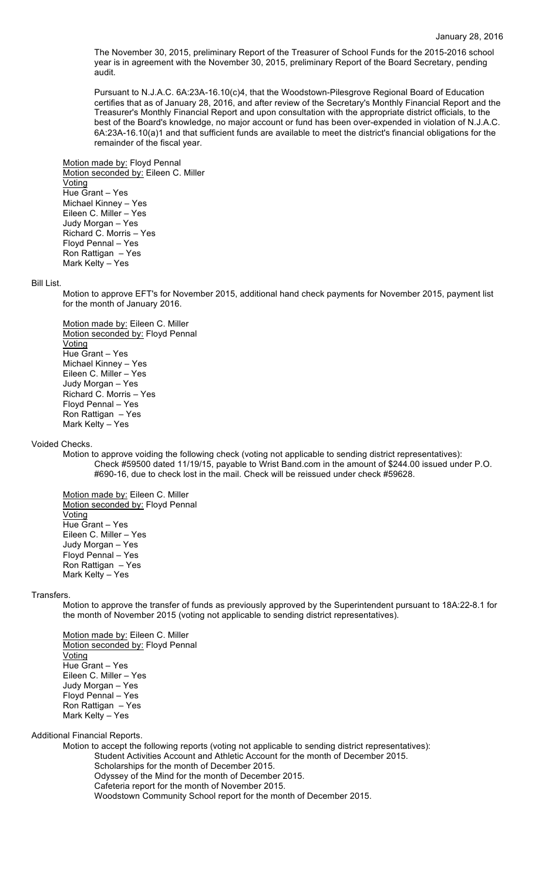January 28, 2016

The November 30, 2015, preliminary Report of the Treasurer of School Funds for the 2015-2016 school year is in agreement with the November 30, 2015, preliminary Report of the Board Secretary, pending audit.

Pursuant to N.J.A.C. 6A:23A-16.10(c)4, that the Woodstown-Pilesgrove Regional Board of Education certifies that as of January 28, 2016, and after review of the Secretary's Monthly Financial Report and the Treasurer's Monthly Financial Report and upon consultation with the appropriate district officials, to the best of the Board's knowledge, no major account or fund has been over-expended in violation of N.J.A.C. 6A:23A-16.10(a)1 and that sufficient funds are available to meet the district's financial obligations for the remainder of the fiscal year.

Motion made by: Floyd Pennal
Motion seconded by: Eileen C. Miller
Voting
Hue Grant – Yes
Michael Kinney – Yes
Eileen C. Miller – Yes
Judy Morgan – Yes
Richard C. Morris – Yes
Floyd Pennal – Yes
Ron Rattigan – Yes
Mark Kelty – Yes

Bill List.

Motion to approve EFT's for November 2015, additional hand check payments for November 2015, payment list for the month of January 2016.

Motion made by: Eileen C. Miller
Motion seconded by: Floyd Pennal
Voting
Hue Grant – Yes
Michael Kinney – Yes
Eileen C. Miller – Yes
Judy Morgan – Yes
Richard C. Morris – Yes
Floyd Pennal – Yes
Ron Rattigan – Yes
Mark Kelty – Yes

Voided Checks.

Motion to approve voiding the following check (voting not applicable to sending district representatives):
Check #59500 dated 11/19/15, payable to Wrist Band.com in the amount of $244.00 issued under P.O. #690-16, due to check lost in the mail. Check will be reissued under check #59628.

Motion made by: Eileen C. Miller
Motion seconded by: Floyd Pennal
Voting
Hue Grant – Yes
Eileen C. Miller – Yes
Judy Morgan – Yes
Floyd Pennal – Yes
Ron Rattigan – Yes
Mark Kelty – Yes

Transfers.

Motion to approve the transfer of funds as previously approved by the Superintendent pursuant to 18A:22-8.1 for the month of November 2015 (voting not applicable to sending district representatives).

Motion made by: Eileen C. Miller
Motion seconded by: Floyd Pennal
Voting
Hue Grant – Yes
Eileen C. Miller – Yes
Judy Morgan – Yes
Floyd Pennal – Yes
Ron Rattigan – Yes
Mark Kelty – Yes

Additional Financial Reports.

Motion to accept the following reports (voting not applicable to sending district representatives):
Student Activities Account and Athletic Account for the month of December 2015.
Scholarships for the month of December 2015.
Odyssey of the Mind for the month of December 2015.
Cafeteria report for the month of November 2015.
Woodstown Community School report for the month of December 2015.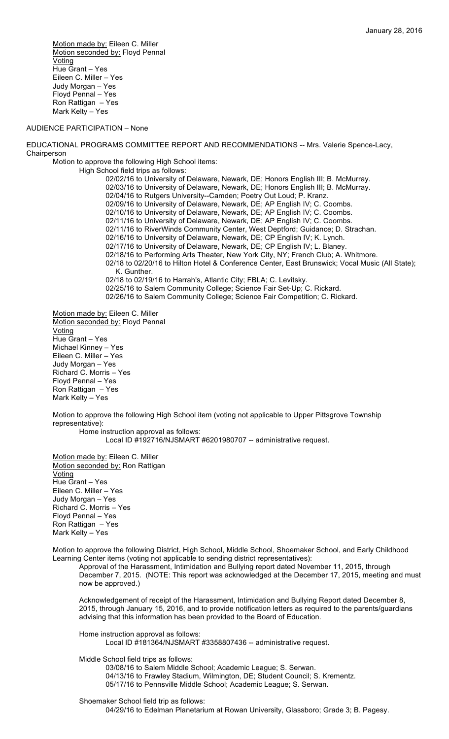Motion made by: Eileen C. Miller
Motion seconded by: Floyd Pennal
Voting
Hue Grant – Yes
Eileen C. Miller – Yes
Judy Morgan – Yes
Floyd Pennal – Yes
Ron Rattigan – Yes
Mark Kelty – Yes

AUDIENCE PARTICIPATION – None

EDUCATIONAL PROGRAMS COMMITTEE REPORT AND RECOMMENDATIONS -- Mrs. Valerie Spence-Lacy, Chairperson

Motion to approve the following High School items:

High School field trips as follows:

02/02/16 to University of Delaware, Newark, DE; Honors English III; B. McMurray.
02/03/16 to University of Delaware, Newark, DE; Honors English III; B. McMurray.
02/04/16 to Rutgers University--Camden; Poetry Out Loud; P. Kranz.
02/09/16 to University of Delaware, Newark, DE; AP English IV; C. Coombs.
02/10/16 to University of Delaware, Newark, DE; AP English IV; C. Coombs.
02/11/16 to University of Delaware, Newark, DE; AP English IV; C. Coombs.
02/11/16 to RiverWinds Community Center, West Deptford; Guidance; D. Strachan.
02/16/16 to University of Delaware, Newark, DE; CP English IV; K. Lynch.
02/17/16 to University of Delaware, Newark, DE; CP English IV; L. Blaney.
02/18/16 to Performing Arts Theater, New York City, NY; French Club; A. Whitmore.
02/18 to 02/20/16 to Hilton Hotel & Conference Center, East Brunswick; Vocal Music (All State); K. Gunther.
02/18 to 02/19/16 to Harrah's, Atlantic City; FBLA; C. Levitsky.
02/25/16 to Salem Community College; Science Fair Set-Up; C. Rickard.
02/26/16 to Salem Community College; Science Fair Competition; C. Rickard.

Motion made by: Eileen C. Miller
Motion seconded by: Floyd Pennal
Voting
Hue Grant – Yes
Michael Kinney – Yes
Eileen C. Miller – Yes
Judy Morgan – Yes
Richard C. Morris – Yes
Floyd Pennal – Yes
Ron Rattigan – Yes
Mark Kelty – Yes

Motion to approve the following High School item (voting not applicable to Upper Pittsgrove Township representative):

Home instruction approval as follows:

Local ID #192716/NJSMART #6201980707 -- administrative request.

Motion made by: Eileen C. Miller
Motion seconded by: Ron Rattigan
Voting
Hue Grant – Yes
Eileen C. Miller – Yes
Judy Morgan – Yes
Richard C. Morris – Yes
Floyd Pennal – Yes
Ron Rattigan – Yes
Mark Kelty – Yes

Motion to approve the following District, High School, Middle School, Shoemaker School, and Early Childhood Learning Center items (voting not applicable to sending district representatives):

Approval of the Harassment, Intimidation and Bullying report dated November 11, 2015, through December 7, 2015. (NOTE: This report was acknowledged at the December 17, 2015, meeting and must now be approved.)

Acknowledgement of receipt of the Harassment, Intimidation and Bullying Report dated December 8, 2015, through January 15, 2016, and to provide notification letters as required to the parents/guardians advising that this information has been provided to the Board of Education.

Home instruction approval as follows:

Local ID #181364/NJSMART #3358807436 -- administrative request.

Middle School field trips as follows:

03/08/16 to Salem Middle School; Academic League; S. Serwan.
04/13/16 to Frawley Stadium, Wilmington, DE; Student Council; S. Krementz.
05/17/16 to Pennsville Middle School; Academic League; S. Serwan.

Shoemaker School field trip as follows:

04/29/16 to Edelman Planetarium at Rowan University, Glassboro; Grade 3; B. Pagesy.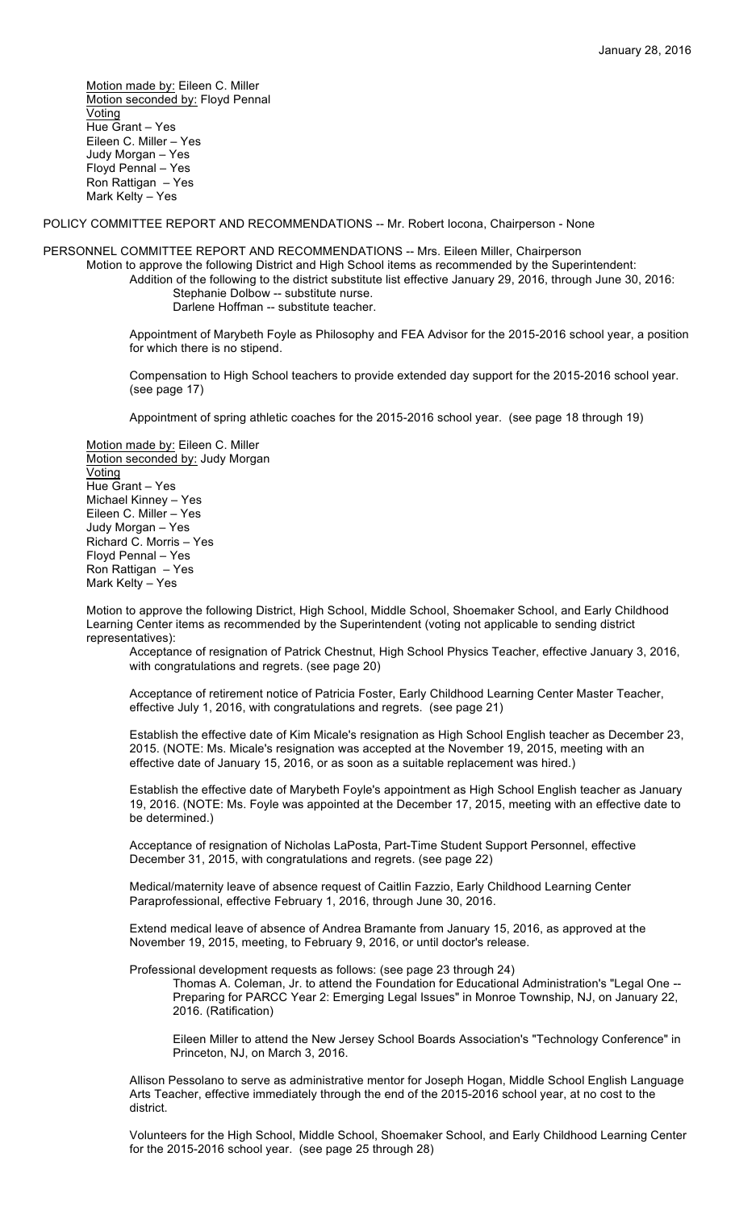Motion made by: Eileen C. Miller
Motion seconded by: Floyd Pennal
Voting
Hue Grant – Yes
Eileen C. Miller – Yes
Judy Morgan – Yes
Floyd Pennal – Yes
Ron Rattigan – Yes
Mark Kelty – Yes

POLICY COMMITTEE REPORT AND RECOMMENDATIONS -- Mr. Robert Iocona, Chairperson - None

PERSONNEL COMMITTEE REPORT AND RECOMMENDATIONS -- Mrs. Eileen Miller, Chairperson

Motion to approve the following District and High School items as recommended by the Superintendent:

Addition of the following to the district substitute list effective January 29, 2016, through June 30, 2016:
Stephanie Dolbow -- substitute nurse.
Darlene Hoffman -- substitute teacher.

Appointment of Marybeth Foyle as Philosophy and FEA Advisor for the 2015-2016 school year, a position for which there is no stipend.

Compensation to High School teachers to provide extended day support for the 2015-2016 school year. (see page 17)

Appointment of spring athletic coaches for the 2015-2016 school year. (see page 18 through 19)

Motion made by: Eileen C. Miller
Motion seconded by: Judy Morgan
Voting
Hue Grant – Yes
Michael Kinney – Yes
Eileen C. Miller – Yes
Judy Morgan – Yes
Richard C. Morris – Yes
Floyd Pennal – Yes
Ron Rattigan – Yes
Mark Kelty – Yes

Motion to approve the following District, High School, Middle School, Shoemaker School, and Early Childhood Learning Center items as recommended by the Superintendent (voting not applicable to sending district representatives):

Acceptance of resignation of Patrick Chestnut, High School Physics Teacher, effective January 3, 2016, with congratulations and regrets. (see page 20)

Acceptance of retirement notice of Patricia Foster, Early Childhood Learning Center Master Teacher, effective July 1, 2016, with congratulations and regrets. (see page 21)

Establish the effective date of Kim Micale's resignation as High School English teacher as December 23, 2015. (NOTE: Ms. Micale's resignation was accepted at the November 19, 2015, meeting with an effective date of January 15, 2016, or as soon as a suitable replacement was hired.)

Establish the effective date of Marybeth Foyle's appointment as High School English teacher as January 19, 2016. (NOTE: Ms. Foyle was appointed at the December 17, 2015, meeting with an effective date to be determined.)

Acceptance of resignation of Nicholas LaPosta, Part-Time Student Support Personnel, effective December 31, 2015, with congratulations and regrets. (see page 22)

Medical/maternity leave of absence request of Caitlin Fazzio, Early Childhood Learning Center Paraprofessional, effective February 1, 2016, through June 30, 2016.

Extend medical leave of absence of Andrea Bramante from January 15, 2016, as approved at the November 19, 2015, meeting, to February 9, 2016, or until doctor's release.

Professional development requests as follows: (see page 23 through 24)

Thomas A. Coleman, Jr. to attend the Foundation for Educational Administration's "Legal One -- Preparing for PARCC Year 2: Emerging Legal Issues" in Monroe Township, NJ, on January 22, 2016. (Ratification)

Eileen Miller to attend the New Jersey School Boards Association's "Technology Conference" in Princeton, NJ, on March 3, 2016.

Allison Pessolano to serve as administrative mentor for Joseph Hogan, Middle School English Language Arts Teacher, effective immediately through the end of the 2015-2016 school year, at no cost to the district.

Volunteers for the High School, Middle School, Shoemaker School, and Early Childhood Learning Center for the 2015-2016 school year. (see page 25 through 28)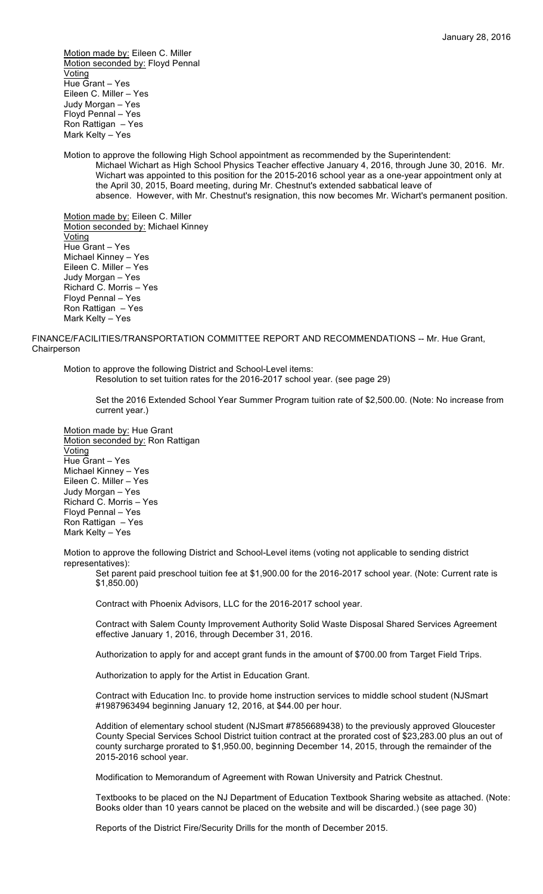Motion made by: Eileen C. Miller
Motion seconded by: Floyd Pennal
Voting
Hue Grant – Yes
Eileen C. Miller – Yes
Judy Morgan – Yes
Floyd Pennal – Yes
Ron Rattigan – Yes
Mark Kelty – Yes

Motion to approve the following High School appointment as recommended by the Superintendent:

Michael Wichart as High School Physics Teacher effective January 4, 2016, through June 30, 2016. Mr. Wichart was appointed to this position for the 2015-2016 school year as a one-year appointment only at the April 30, 2015, Board meeting, during Mr. Chestnut's extended sabbatical leave of absence. However, with Mr. Chestnut's resignation, this now becomes Mr. Wichart's permanent position.

Motion made by: Eileen C. Miller
Motion seconded by: Michael Kinney
Voting
Hue Grant – Yes
Michael Kinney – Yes
Eileen C. Miller – Yes
Judy Morgan – Yes
Richard C. Morris – Yes
Floyd Pennal – Yes
Ron Rattigan – Yes
Mark Kelty – Yes

FINANCE/FACILITIES/TRANSPORTATION COMMITTEE REPORT AND RECOMMENDATIONS -- Mr. Hue Grant, Chairperson

Motion to approve the following District and School-Level items:

Resolution to set tuition rates for the 2016-2017 school year. (see page 29)

Set the 2016 Extended School Year Summer Program tuition rate of $2,500.00. (Note: No increase from current year.)

Motion made by: Hue Grant
Motion seconded by: Ron Rattigan
Voting
Hue Grant – Yes
Michael Kinney – Yes
Eileen C. Miller – Yes
Judy Morgan – Yes
Richard C. Morris – Yes
Floyd Pennal – Yes
Ron Rattigan – Yes
Mark Kelty – Yes

Motion to approve the following District and School-Level items (voting not applicable to sending district representatives):

Set parent paid preschool tuition fee at $1,900.00 for the 2016-2017 school year. (Note: Current rate is $1,850.00)

Contract with Phoenix Advisors, LLC for the 2016-2017 school year.

Contract with Salem County Improvement Authority Solid Waste Disposal Shared Services Agreement effective January 1, 2016, through December 31, 2016.

Authorization to apply for and accept grant funds in the amount of $700.00 from Target Field Trips.

Authorization to apply for the Artist in Education Grant.

Contract with Education Inc. to provide home instruction services to middle school student (NJSmart #1987963494 beginning January 12, 2016, at $44.00 per hour.

Addition of elementary school student (NJSmart #7856689438) to the previously approved Gloucester County Special Services School District tuition contract at the prorated cost of $23,283.00 plus an out of county surcharge prorated to $1,950.00, beginning December 14, 2015, through the remainder of the 2015-2016 school year.

Modification to Memorandum of Agreement with Rowan University and Patrick Chestnut.

Textbooks to be placed on the NJ Department of Education Textbook Sharing website as attached. (Note: Books older than 10 years cannot be placed on the website and will be discarded.) (see page 30)

Reports of the District Fire/Security Drills for the month of December 2015.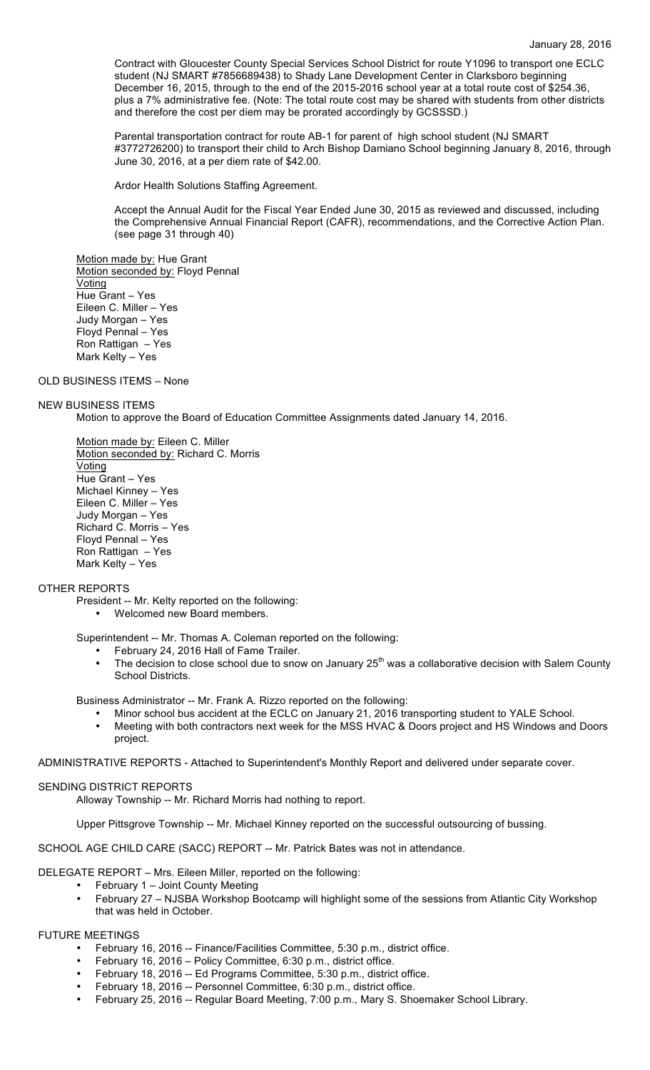Contract with Gloucester County Special Services School District for route Y1096 to transport one ECLC student (NJ SMART #7856689438) to Shady Lane Development Center in Clarksboro beginning December 16, 2015, through to the end of the 2015-2016 school year at a total route cost of $254.36, plus a 7% administrative fee. (Note: The total route cost may be shared with students from other districts and therefore the cost per diem may be prorated accordingly by GCSSSD.)

Parental transportation contract for route AB-1 for parent of high school student (NJ SMART #3772726200) to transport their child to Arch Bishop Damiano School beginning January 8, 2016, through June 30, 2016, at a per diem rate of $42.00.

Ardor Health Solutions Staffing Agreement.

Accept the Annual Audit for the Fiscal Year Ended June 30, 2015 as reviewed and discussed, including the Comprehensive Annual Financial Report (CAFR), recommendations, and the Corrective Action Plan. (see page 31 through 40)

Motion made by: Hue Grant
Motion seconded by: Floyd Pennal
Voting
Hue Grant – Yes
Eileen C. Miller – Yes
Judy Morgan – Yes
Floyd Pennal – Yes
Ron Rattigan – Yes
Mark Kelty – Yes

OLD BUSINESS ITEMS – None

NEW BUSINESS ITEMS

Motion to approve the Board of Education Committee Assignments dated January 14, 2016.

Motion made by: Eileen C. Miller
Motion seconded by: Richard C. Morris
Voting
Hue Grant – Yes
Michael Kinney – Yes
Eileen C. Miller – Yes
Judy Morgan – Yes
Richard C. Morris – Yes
Floyd Pennal – Yes
Ron Rattigan – Yes
Mark Kelty – Yes

OTHER REPORTS

President -- Mr. Kelty reported on the following:

- Welcomed new Board members.

Superintendent -- Mr. Thomas A. Coleman reported on the following:

- February 24, 2016 Hall of Fame Trailer.
- The decision to close school due to snow on January 25th was a collaborative decision with Salem County School Districts.

Business Administrator -- Mr. Frank A. Rizzo reported on the following:

- Minor school bus accident at the ECLC on January 21, 2016 transporting student to YALE School.
- Meeting with both contractors next week for the MSS HVAC & Doors project and HS Windows and Doors project.

ADMINISTRATIVE REPORTS - Attached to Superintendent's Monthly Report and delivered under separate cover.

SENDING DISTRICT REPORTS

Alloway Township -- Mr. Richard Morris had nothing to report.

Upper Pittsgrove Township -- Mr. Michael Kinney reported on the successful outsourcing of bussing.

SCHOOL AGE CHILD CARE (SACC) REPORT -- Mr. Patrick Bates was not in attendance.

DELEGATE REPORT – Mrs. Eileen Miller, reported on the following:

- February 1 – Joint County Meeting
- February 27 – NJSBA Workshop Bootcamp will highlight some of the sessions from Atlantic City Workshop that was held in October.

FUTURE MEETINGS

- February 16, 2016 -- Finance/Facilities Committee, 5:30 p.m., district office.
- February 16, 2016 – Policy Committee, 6:30 p.m., district office.
- February 18, 2016 -- Ed Programs Committee, 5:30 p.m., district office.
- February 18, 2016 -- Personnel Committee, 6:30 p.m., district office.
- February 25, 2016 -- Regular Board Meeting, 7:00 p.m., Mary S. Shoemaker School Library.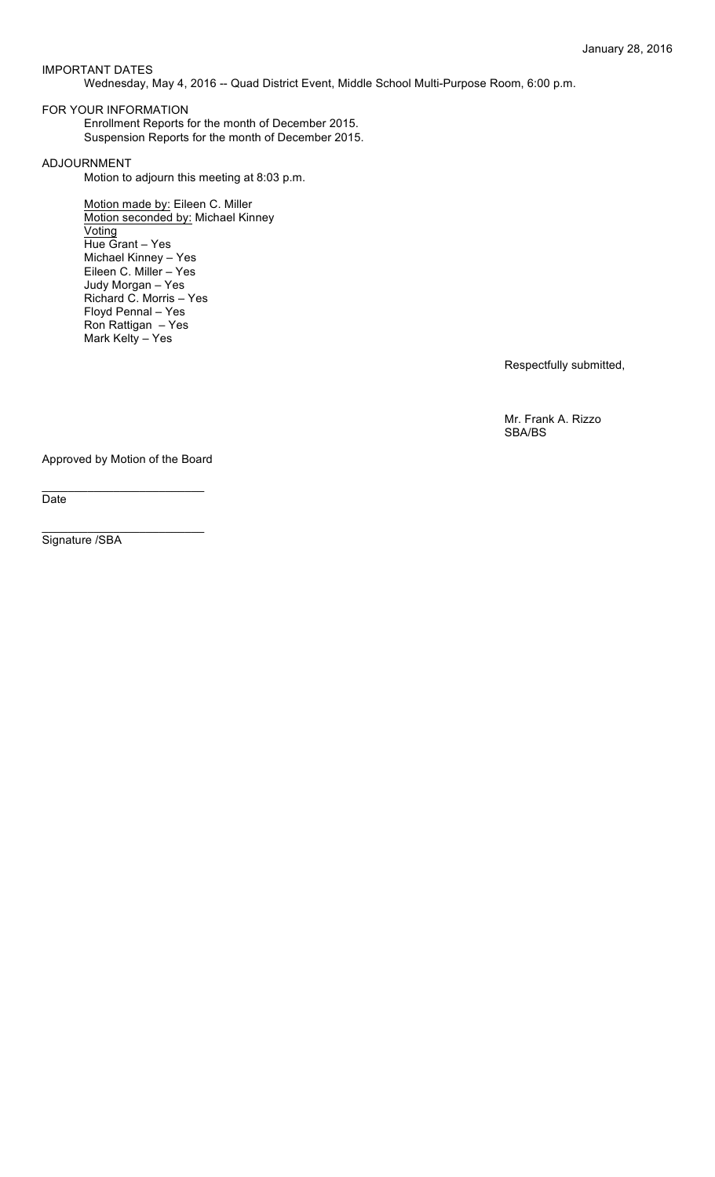January 28, 2016

IMPORTANT DATES

Wednesday, May 4, 2016 -- Quad District Event, Middle School Multi-Purpose Room, 6:00 p.m.

FOR YOUR INFORMATION

Enrollment Reports for the month of December 2015.
Suspension Reports for the month of December 2015.

ADJOURNMENT

Motion to adjourn this meeting at 8:03 p.m.

Motion made by: Eileen C. Miller
Motion seconded by: Michael Kinney
Voting
Hue Grant – Yes
Michael Kinney – Yes
Eileen C. Miller – Yes
Judy Morgan – Yes
Richard C. Morris – Yes
Floyd Pennal – Yes
Ron Rattigan – Yes
Mark Kelty – Yes

Respectfully submitted,

Mr. Frank A. Rizzo
SBA/BS

Approved by Motion of the Board

_________________________
Date

_________________________
Signature /SBA